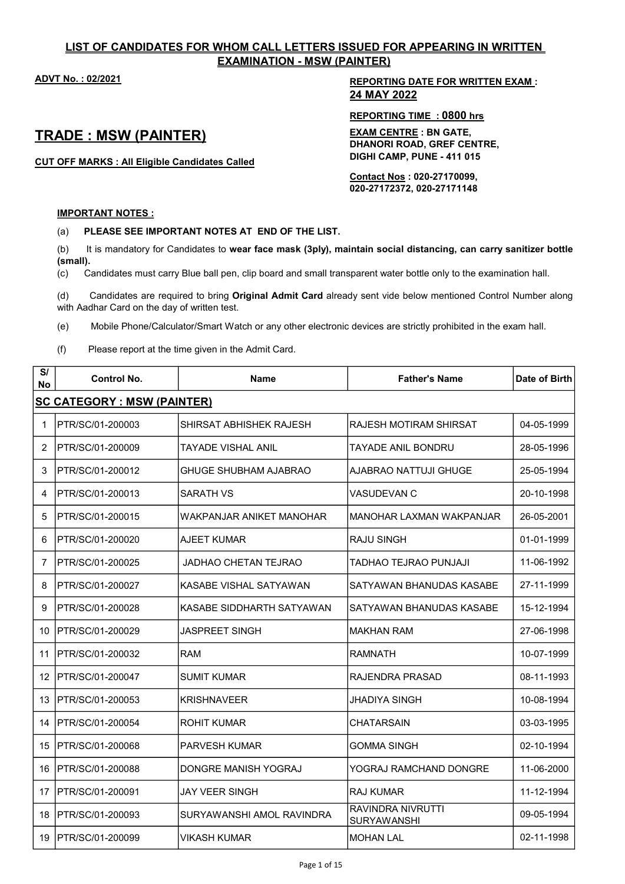## LIST OF CANDIDATES FOR WHOM CALL LETTERS ISSUED FOR APPEARING IN WRITTEN EXAMINATION - MSW (PAINTER)

**ADVT No. : 02/2021**

**REPORTING DATE FOR WRITTEN EXAM : 24 MAY 2022**

**REPORTING TIME : 0800 hrs**

# TRADE : MSW (PAINTER)

**CUT OFF MARKS : All Eligible Candidates Called**

**EXAM CENTRE : BN GATE, DHANORI ROAD, GREF CENTRE, DIGHI CAMP, PUNE - 411 015**

**Contact Nos : 020-27170099, 020-27172372, 020-27171148**

**IMPORTANT NOTES :**

(a) **PLEASE SEE IMPORTANT NOTES AT END OF THE LIST.**

(b) It is mandatory for Candidates to **wear face mask (3ply), maintain social distancing, can carry sanitizer bottle (small).**

(c) Candidates must carry Blue ball pen, clip board and small transparent water bottle only to the examination hall.

(d) Candidates are required to bring **Original Admit Card** already sent vide below mentioned Control Number along with Aadhar Card on the day of written test.

(e) Mobile Phone/Calculator/Smart Watch or any other electronic devices are strictly prohibited in the exam hall.

(f) Please report at the time given in the Admit Card.

| S/ No | Control No. | Name | Father's Name | Date of Birth |
|---|---|---|---|---|
| **SC CATEGORY : MSW (PAINTER)** | | | | |
| 1 | PTR/SC/01-200003 | SHIRSAT ABHISHEK RAJESH | RAJESH MOTIRAM SHIRSAT | 04-05-1999 |
| 2 | PTR/SC/01-200009 | TAYADE VISHAL ANIL | TAYADE ANIL BONDRU | 28-05-1996 |
| 3 | PTR/SC/01-200012 | GHUGE SHUBHAM AJABRAO | AJABRAO NATTUJI GHUGE | 25-05-1994 |
| 4 | PTR/SC/01-200013 | SARATH VS | VASUDEVAN C | 20-10-1998 |
| 5 | PTR/SC/01-200015 | WAKPANJAR ANIKET MANOHAR | MANOHAR LAXMAN WAKPANJAR | 26-05-2001 |
| 6 | PTR/SC/01-200020 | AJEET KUMAR | RAJU SINGH | 01-01-1999 |
| 7 | PTR/SC/01-200025 | JADHAO CHETAN TEJRAO | TADHAO TEJRAO PUNJAJI | 11-06-1992 |
| 8 | PTR/SC/01-200027 | KASABE VISHAL SATYAWAN | SATYAWAN BHANUDAS KASABE | 27-11-1999 |
| 9 | PTR/SC/01-200028 | KASABE SIDDHARTH SATYAWAN | SATYAWAN BHANUDAS KASABE | 15-12-1994 |
| 10 | PTR/SC/01-200029 | JASPREET SINGH | MAKHAN RAM | 27-06-1998 |
| 11 | PTR/SC/01-200032 | RAM | RAMNATH | 10-07-1999 |
| 12 | PTR/SC/01-200047 | SUMIT KUMAR | RAJENDRA PRASAD | 08-11-1993 |
| 13 | PTR/SC/01-200053 | KRISHNAVEER | JHADIYA SINGH | 10-08-1994 |
| 14 | PTR/SC/01-200054 | ROHIT KUMAR | CHATARSAIN | 03-03-1995 |
| 15 | PTR/SC/01-200068 | PARVESH KUMAR | GOMMA SINGH | 02-10-1994 |
| 16 | PTR/SC/01-200088 | DONGRE MANISH YOGRAJ | YOGRAJ RAMCHAND DONGRE | 11-06-2000 |
| 17 | PTR/SC/01-200091 | JAY VEER SINGH | RAJ KUMAR | 11-12-1994 |
| 18 | PTR/SC/01-200093 | SURYAWANSHI AMOL RAVINDRA | RAVINDRA NIVRUTTI SURYAWANSHI | 09-05-1994 |
| 19 | PTR/SC/01-200099 | VIKASH KUMAR | MOHAN LAL | 02-11-1998 |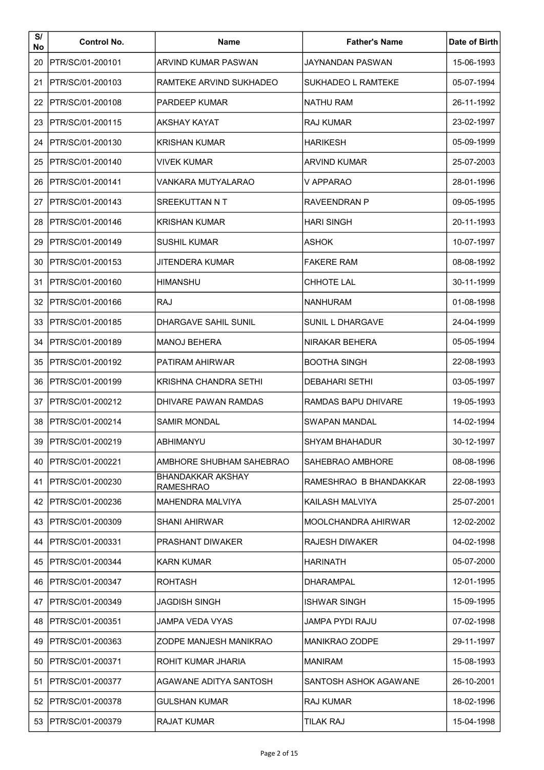| S/ No | Control No. | Name | Father's Name | Date of Birth |
|---|---|---|---|---|
| 20 | PTR/SC/01-200101 | ARVIND KUMAR PASWAN | JAYNANDAN PASWAN | 15-06-1993 |
| 21 | PTR/SC/01-200103 | RAMTEKE ARVIND SUKHADEO | SUKHADEO L RAMTEKE | 05-07-1994 |
| 22 | PTR/SC/01-200108 | PARDEEP KUMAR | NATHU RAM | 26-11-1992 |
| 23 | PTR/SC/01-200115 | AKSHAY KAYAT | RAJ KUMAR | 23-02-1997 |
| 24 | PTR/SC/01-200130 | KRISHAN KUMAR | HARIKESH | 05-09-1999 |
| 25 | PTR/SC/01-200140 | VIVEK KUMAR | ARVIND KUMAR | 25-07-2003 |
| 26 | PTR/SC/01-200141 | VANKARA MUTYALARAO | V APPARAO | 28-01-1996 |
| 27 | PTR/SC/01-200143 | SREEKUTTAN N T | RAVEENDRAN P | 09-05-1995 |
| 28 | PTR/SC/01-200146 | KRISHAN KUMAR | HARI SINGH | 20-11-1993 |
| 29 | PTR/SC/01-200149 | SUSHIL KUMAR | ASHOK | 10-07-1997 |
| 30 | PTR/SC/01-200153 | JITENDERA KUMAR | FAKERE RAM | 08-08-1992 |
| 31 | PTR/SC/01-200160 | HIMANSHU | CHHOTE LAL | 30-11-1999 |
| 32 | PTR/SC/01-200166 | RAJ | NANHURAM | 01-08-1998 |
| 33 | PTR/SC/01-200185 | DHARGAVE SAHIL SUNIL | SUNIL L DHARGAVE | 24-04-1999 |
| 34 | PTR/SC/01-200189 | MANOJ BEHERA | NIRAKAR BEHERA | 05-05-1994 |
| 35 | PTR/SC/01-200192 | PATIRAM AHIRWAR | BOOTHA SINGH | 22-08-1993 |
| 36 | PTR/SC/01-200199 | KRISHNA CHANDRA SETHI | DEBAHARI SETHI | 03-05-1997 |
| 37 | PTR/SC/01-200212 | DHIVARE PAWAN RAMDAS | RAMDAS BAPU DHIVARE | 19-05-1993 |
| 38 | PTR/SC/01-200214 | SAMIR MONDAL | SWAPAN MANDAL | 14-02-1994 |
| 39 | PTR/SC/01-200219 | ABHIMANYU | SHYAM BHAHADUR | 30-12-1997 |
| 40 | PTR/SC/01-200221 | AMBHORE SHUBHAM SAHEBRAO | SAHEBRAO AMBHORE | 08-08-1996 |
| 41 | PTR/SC/01-200230 | BHANDAKKAR AKSHAY RAMESHRAO | RAMESHRAO B BHANDAKKAR | 22-08-1993 |
| 42 | PTR/SC/01-200236 | MAHENDRA MALVIYA | KAILASH MALVIYA | 25-07-2001 |
| 43 | PTR/SC/01-200309 | SHANI AHIRWAR | MOOLCHANDRA AHIRWAR | 12-02-2002 |
| 44 | PTR/SC/01-200331 | PRASHANT DIWAKER | RAJESH DIWAKER | 04-02-1998 |
| 45 | PTR/SC/01-200344 | KARN KUMAR | HARINATH | 05-07-2000 |
| 46 | PTR/SC/01-200347 | ROHTASH | DHARAMPAL | 12-01-1995 |
| 47 | PTR/SC/01-200349 | JAGDISH SINGH | ISHWAR SINGH | 15-09-1995 |
| 48 | PTR/SC/01-200351 | JAMPA VEDA VYAS | JAMPA PYDI RAJU | 07-02-1998 |
| 49 | PTR/SC/01-200363 | ZODPE MANJESH MANIKRAO | MANIKRAO ZODPE | 29-11-1997 |
| 50 | PTR/SC/01-200371 | ROHIT KUMAR JHARIA | MANIRAM | 15-08-1993 |
| 51 | PTR/SC/01-200377 | AGAWANE ADITYA SANTOSH | SANTOSH ASHOK AGAWANE | 26-10-2001 |
| 52 | PTR/SC/01-200378 | GULSHAN KUMAR | RAJ KUMAR | 18-02-1996 |
| 53 | PTR/SC/01-200379 | RAJAT KUMAR | TILAK RAJ | 15-04-1998 |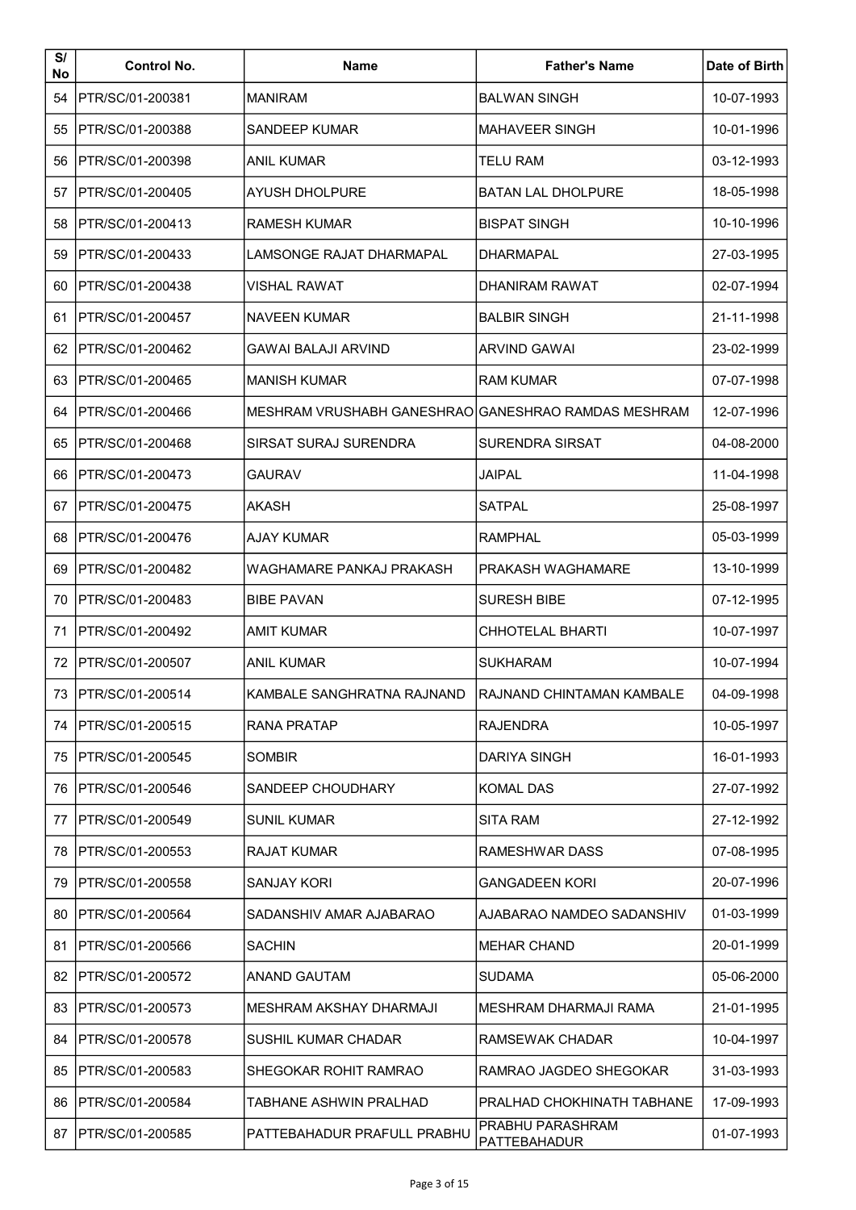| S/ No | Control No. | Name | Father's Name | Date of Birth |
|---|---|---|---|---|
| 54 | PTR/SC/01-200381 | MANIRAM | BALWAN SINGH | 10-07-1993 |
| 55 | PTR/SC/01-200388 | SANDEEP KUMAR | MAHAVEER SINGH | 10-01-1996 |
| 56 | PTR/SC/01-200398 | ANIL KUMAR | TELU RAM | 03-12-1993 |
| 57 | PTR/SC/01-200405 | AYUSH DHOLPURE | BATAN LAL DHOLPURE | 18-05-1998 |
| 58 | PTR/SC/01-200413 | RAMESH KUMAR | BISPAT SINGH | 10-10-1996 |
| 59 | PTR/SC/01-200433 | LAMSONGE RAJAT DHARMAPAL | DHARMAPAL | 27-03-1995 |
| 60 | PTR/SC/01-200438 | VISHAL RAWAT | DHANIRAM RAWAT | 02-07-1994 |
| 61 | PTR/SC/01-200457 | NAVEEN KUMAR | BALBIR SINGH | 21-11-1998 |
| 62 | PTR/SC/01-200462 | GAWAI BALAJI ARVIND | ARVIND GAWAI | 23-02-1999 |
| 63 | PTR/SC/01-200465 | MANISH KUMAR | RAM KUMAR | 07-07-1998 |
| 64 | PTR/SC/01-200466 | MESHRAM VRUSHABH GANESHRAO | GANESHRAO RAMDAS MESHRAM | 12-07-1996 |
| 65 | PTR/SC/01-200468 | SIRSAT SURAJ SURENDRA | SURENDRA SIRSAT | 04-08-2000 |
| 66 | PTR/SC/01-200473 | GAURAV | JAIPAL | 11-04-1998 |
| 67 | PTR/SC/01-200475 | AKASH | SATPAL | 25-08-1997 |
| 68 | PTR/SC/01-200476 | AJAY KUMAR | RAMPHAL | 05-03-1999 |
| 69 | PTR/SC/01-200482 | WAGHAMARE PANKAJ PRAKASH | PRAKASH WAGHAMARE | 13-10-1999 |
| 70 | PTR/SC/01-200483 | BIBE PAVAN | SURESH BIBE | 07-12-1995 |
| 71 | PTR/SC/01-200492 | AMIT KUMAR | CHHOTELAL BHARTI | 10-07-1997 |
| 72 | PTR/SC/01-200507 | ANIL KUMAR | SUKHARAM | 10-07-1994 |
| 73 | PTR/SC/01-200514 | KAMBALE SANGHRATNA RAJNAND | RAJNAND CHINTAMAN KAMBALE | 04-09-1998 |
| 74 | PTR/SC/01-200515 | RANA PRATAP | RAJENDRA | 10-05-1997 |
| 75 | PTR/SC/01-200545 | SOMBIR | DARIYA SINGH | 16-01-1993 |
| 76 | PTR/SC/01-200546 | SANDEEP CHOUDHARY | KOMAL DAS | 27-07-1992 |
| 77 | PTR/SC/01-200549 | SUNIL KUMAR | SITA RAM | 27-12-1992 |
| 78 | PTR/SC/01-200553 | RAJAT KUMAR | RAMESHWAR DASS | 07-08-1995 |
| 79 | PTR/SC/01-200558 | SANJAY KORI | GANGADEEN KORI | 20-07-1996 |
| 80 | PTR/SC/01-200564 | SADANSHIV AMAR AJABARAO | AJABARAO NAMDEO SADANSHIV | 01-03-1999 |
| 81 | PTR/SC/01-200566 | SACHIN | MEHAR CHAND | 20-01-1999 |
| 82 | PTR/SC/01-200572 | ANAND GAUTAM | SUDAMA | 05-06-2000 |
| 83 | PTR/SC/01-200573 | MESHRAM AKSHAY DHARMAJI | MESHRAM DHARMAJI RAMA | 21-01-1995 |
| 84 | PTR/SC/01-200578 | SUSHIL KUMAR CHADAR | RAMSEWAK CHADAR | 10-04-1997 |
| 85 | PTR/SC/01-200583 | SHEGOKAR ROHIT RAMRAO | RAMRAO JAGDEO SHEGOKAR | 31-03-1993 |
| 86 | PTR/SC/01-200584 | TABHANE ASHWIN PRALHAD | PRALHAD CHOKHINATH TABHANE | 17-09-1993 |
| 87 | PTR/SC/01-200585 | PATTEBAHADUR PRAFULL PRABHU | PRABHU PARASHRAM PATTEBAHADUR | 01-07-1993 |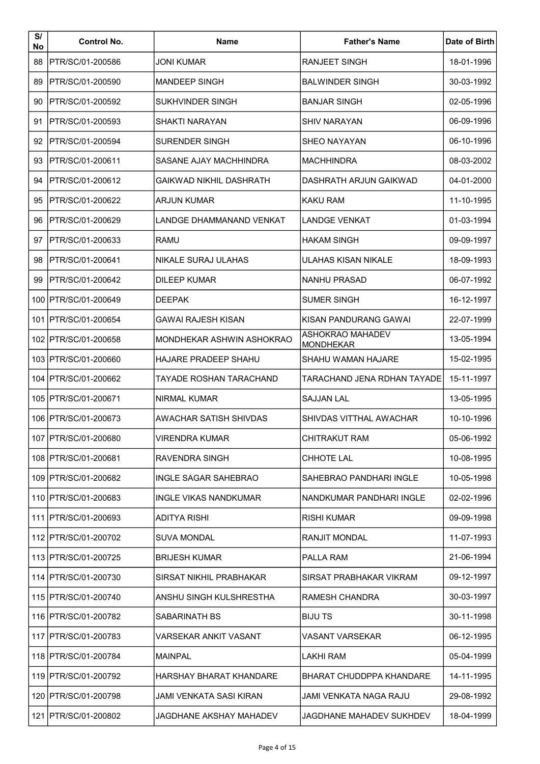| S/ No | Control No. | Name | Father's Name | Date of Birth |
|---|---|---|---|---|
| 88 | PTR/SC/01-200586 | JONI KUMAR | RANJEET SINGH | 18-01-1996 |
| 89 | PTR/SC/01-200590 | MANDEEP SINGH | BALWINDER SINGH | 30-03-1992 |
| 90 | PTR/SC/01-200592 | SUKHVINDER SINGH | BANJAR SINGH | 02-05-1996 |
| 91 | PTR/SC/01-200593 | SHAKTI NARAYAN | SHIV NARAYAN | 06-09-1996 |
| 92 | PTR/SC/01-200594 | SURENDER SINGH | SHEO NAYAYAN | 06-10-1996 |
| 93 | PTR/SC/01-200611 | SASANE AJAY MACHHINDRA | MACHHINDRA | 08-03-2002 |
| 94 | PTR/SC/01-200612 | GAIKWAD NIKHIL DASHRATH | DASHRATH ARJUN GAIKWAD | 04-01-2000 |
| 95 | PTR/SC/01-200622 | ARJUN KUMAR | KAKU RAM | 11-10-1995 |
| 96 | PTR/SC/01-200629 | LANDGE DHAMMANAND VENKAT | LANDGE VENKAT | 01-03-1994 |
| 97 | PTR/SC/01-200633 | RAMU | HAKAM SINGH | 09-09-1997 |
| 98 | PTR/SC/01-200641 | NIKALE SURAJ ULAHAS | ULAHAS KISAN NIKALE | 18-09-1993 |
| 99 | PTR/SC/01-200642 | DILEEP KUMAR | NANHU PRASAD | 06-07-1992 |
| 100 | PTR/SC/01-200649 | DEEPAK | SUMER SINGH | 16-12-1997 |
| 101 | PTR/SC/01-200654 | GAWAI RAJESH KISAN | KISAN PANDURANG GAWAI | 22-07-1999 |
| 102 | PTR/SC/01-200658 | MONDHEKAR ASHWIN ASHOKRAO | ASHOKRAO MAHADEV MONDHEKAR | 13-05-1994 |
| 103 | PTR/SC/01-200660 | HAJARE PRADEEP SHAHU | SHAHU WAMAN HAJARE | 15-02-1995 |
| 104 | PTR/SC/01-200662 | TAYADE ROSHAN TARACHAND | TARACHAND JENA RDHAN TAYADE | 15-11-1997 |
| 105 | PTR/SC/01-200671 | NIRMAL KUMAR | SAJJAN LAL | 13-05-1995 |
| 106 | PTR/SC/01-200673 | AWACHAR SATISH SHIVDAS | SHIVDAS VITTHAL AWACHAR | 10-10-1996 |
| 107 | PTR/SC/01-200680 | VIRENDRA KUMAR | CHITRAKUT RAM | 05-06-1992 |
| 108 | PTR/SC/01-200681 | RAVENDRA SINGH | CHHOTE LAL | 10-08-1995 |
| 109 | PTR/SC/01-200682 | INGLE SAGAR SAHEBRAO | SAHEBRAO PANDHARI INGLE | 10-05-1998 |
| 110 | PTR/SC/01-200683 | INGLE VIKAS NANDKUMAR | NANDKUMAR PANDHARI INGLE | 02-02-1996 |
| 111 | PTR/SC/01-200693 | ADITYA RISHI | RISHI KUMAR | 09-09-1998 |
| 112 | PTR/SC/01-200702 | SUVA MONDAL | RANJIT MONDAL | 11-07-1993 |
| 113 | PTR/SC/01-200725 | BRIJESH KUMAR | PALLA RAM | 21-06-1994 |
| 114 | PTR/SC/01-200730 | SIRSAT NIKHIL PRABHAKAR | SIRSAT PRABHAKAR VIKRAM | 09-12-1997 |
| 115 | PTR/SC/01-200740 | ANSHU SINGH KULSHRESTHA | RAMESH CHANDRA | 30-03-1997 |
| 116 | PTR/SC/01-200782 | SABARINATH BS | BIJU TS | 30-11-1998 |
| 117 | PTR/SC/01-200783 | VARSEKAR ANKIT VASANT | VASANT VARSEKAR | 06-12-1995 |
| 118 | PTR/SC/01-200784 | MAINPAL | LAKHI RAM | 05-04-1999 |
| 119 | PTR/SC/01-200792 | HARSHAY BHARAT KHANDARE | BHARAT CHUDDPPA KHANDARE | 14-11-1995 |
| 120 | PTR/SC/01-200798 | JAMI VENKATA SASI KIRAN | JAMI VENKATA NAGA RAJU | 29-08-1992 |
| 121 | PTR/SC/01-200802 | JAGDHANE AKSHAY MAHADEV | JAGDHANE MAHADEV SUKHDEV | 18-04-1999 |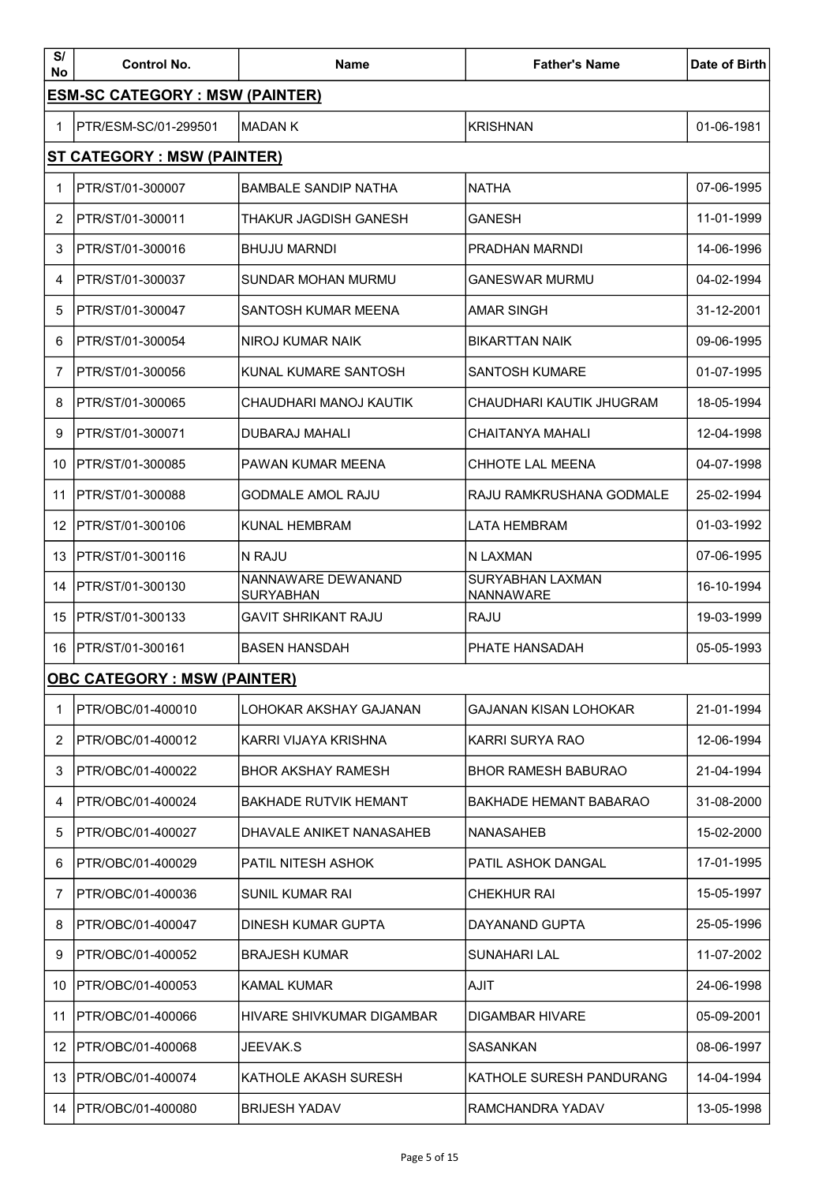| S/ No | Control No. | Name | Father's Name | Date of Birth |
|---|---|---|---|---|
| **ESM-SC CATEGORY : MSW (PAINTER)** | | | | |
| 1 | PTR/ESM-SC/01-299501 | MADAN K | KRISHNAN | 01-06-1981 |
| **ST CATEGORY : MSW (PAINTER)** | | | | |
| 1 | PTR/ST/01-300007 | BAMBALE SANDIP NATHA | NATHA | 07-06-1995 |
| 2 | PTR/ST/01-300011 | THAKUR JAGDISH GANESH | GANESH | 11-01-1999 |
| 3 | PTR/ST/01-300016 | BHUJU MARNDI | PRADHAN MARNDI | 14-06-1996 |
| 4 | PTR/ST/01-300037 | SUNDAR MOHAN MURMU | GANESWAR MURMU | 04-02-1994 |
| 5 | PTR/ST/01-300047 | SANTOSH KUMAR MEENA | AMAR SINGH | 31-12-2001 |
| 6 | PTR/ST/01-300054 | NIROJ KUMAR NAIK | BIKARTTAN NAIK | 09-06-1995 |
| 7 | PTR/ST/01-300056 | KUNAL KUMARE SANTOSH | SANTOSH KUMARE | 01-07-1995 |
| 8 | PTR/ST/01-300065 | CHAUDHARI MANOJ KAUTIK | CHAUDHARI KAUTIK JHUGRAM | 18-05-1994 |
| 9 | PTR/ST/01-300071 | DUBARAJ MAHALI | CHAITANYA MAHALI | 12-04-1998 |
| 10 | PTR/ST/01-300085 | PAWAN KUMAR MEENA | CHHOTE LAL MEENA | 04-07-1998 |
| 11 | PTR/ST/01-300088 | GODMALE AMOL RAJU | RAJU RAMKRUSHANA GODMALE | 25-02-1994 |
| 12 | PTR/ST/01-300106 | KUNAL HEMBRAM | LATA HEMBRAM | 01-03-1992 |
| 13 | PTR/ST/01-300116 | N RAJU | N LAXMAN | 07-06-1995 |
| 14 | PTR/ST/01-300130 | NANNAWARE DEWANAND SURYABHAN | SURYABHAN LAXMAN NANNAWARE | 16-10-1994 |
| 15 | PTR/ST/01-300133 | GAVIT SHRIKANT RAJU | RAJU | 19-03-1999 |
| 16 | PTR/ST/01-300161 | BASEN HANSDAH | PHATE HANSADAH | 05-05-1993 |
| **OBC CATEGORY : MSW (PAINTER)** | | | | |
| 1 | PTR/OBC/01-400010 | LOHOKAR AKSHAY GAJANAN | GAJANAN KISAN LOHOKAR | 21-01-1994 |
| 2 | PTR/OBC/01-400012 | KARRI VIJAYA KRISHNA | KARRI SURYA RAO | 12-06-1994 |
| 3 | PTR/OBC/01-400022 | BHOR AKSHAY RAMESH | BHOR RAMESH BABURAO | 21-04-1994 |
| 4 | PTR/OBC/01-400024 | BAKHADE RUTVIK HEMANT | BAKHADE HEMANT BABARAO | 31-08-2000 |
| 5 | PTR/OBC/01-400027 | DHAVALE ANIKET NANASAHEB | NANASAHEB | 15-02-2000 |
| 6 | PTR/OBC/01-400029 | PATIL NITESH ASHOK | PATIL ASHOK DANGAL | 17-01-1995 |
| 7 | PTR/OBC/01-400036 | SUNIL KUMAR RAI | CHEKHUR RAI | 15-05-1997 |
| 8 | PTR/OBC/01-400047 | DINESH KUMAR GUPTA | DAYANAND GUPTA | 25-05-1996 |
| 9 | PTR/OBC/01-400052 | BRAJESH KUMAR | SUNAHARI LAL | 11-07-2002 |
| 10 | PTR/OBC/01-400053 | KAMAL KUMAR | AJIT | 24-06-1998 |
| 11 | PTR/OBC/01-400066 | HIVARE SHIVKUMAR DIGAMBAR | DIGAMBAR HIVARE | 05-09-2001 |
| 12 | PTR/OBC/01-400068 | JEEVAK.S | SASANKAN | 08-06-1997 |
| 13 | PTR/OBC/01-400074 | KATHOLE AKASH SURESH | KATHOLE SURESH PANDURANG | 14-04-1994 |
| 14 | PTR/OBC/01-400080 | BRIJESH YADAV | RAMCHANDRA YADAV | 13-05-1998 |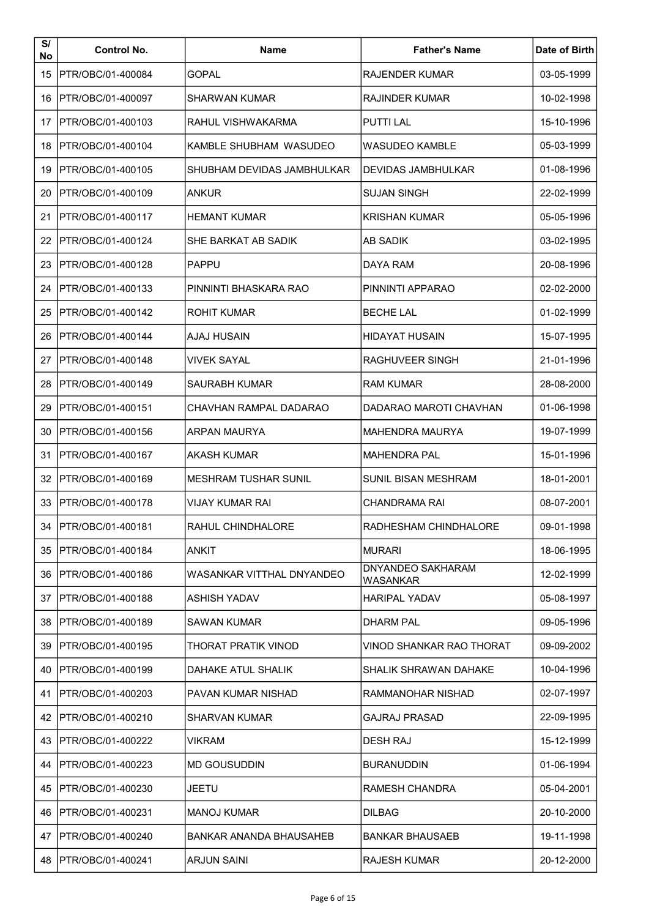| S/ No | Control No. | Name | Father's Name | Date of Birth |
|---|---|---|---|---|
| 15 | PTR/OBC/01-400084 | GOPAL | RAJENDER KUMAR | 03-05-1999 |
| 16 | PTR/OBC/01-400097 | SHARWAN KUMAR | RAJINDER KUMAR | 10-02-1998 |
| 17 | PTR/OBC/01-400103 | RAHUL VISHWAKARMA | PUTTI LAL | 15-10-1996 |
| 18 | PTR/OBC/01-400104 | KAMBLE SHUBHAM WASUDEO | WASUDEO KAMBLE | 05-03-1999 |
| 19 | PTR/OBC/01-400105 | SHUBHAM DEVIDAS JAMBHULKAR | DEVIDAS JAMBHULKAR | 01-08-1996 |
| 20 | PTR/OBC/01-400109 | ANKUR | SUJAN SINGH | 22-02-1999 |
| 21 | PTR/OBC/01-400117 | HEMANT KUMAR | KRISHAN KUMAR | 05-05-1996 |
| 22 | PTR/OBC/01-400124 | SHE BARKAT AB SADIK | AB SADIK | 03-02-1995 |
| 23 | PTR/OBC/01-400128 | PAPPU | DAYA RAM | 20-08-1996 |
| 24 | PTR/OBC/01-400133 | PINNINTI BHASKARA RAO | PINNINTI APPARAO | 02-02-2000 |
| 25 | PTR/OBC/01-400142 | ROHIT KUMAR | BECHE LAL | 01-02-1999 |
| 26 | PTR/OBC/01-400144 | AJAJ HUSAIN | HIDAYAT HUSAIN | 15-07-1995 |
| 27 | PTR/OBC/01-400148 | VIVEK SAYAL | RAGHUVEER SINGH | 21-01-1996 |
| 28 | PTR/OBC/01-400149 | SAURABH KUMAR | RAM KUMAR | 28-08-2000 |
| 29 | PTR/OBC/01-400151 | CHAVHAN RAMPAL DADARAO | DADARAO MAROTI CHAVHAN | 01-06-1998 |
| 30 | PTR/OBC/01-400156 | ARPAN MAURYA | MAHENDRA MAURYA | 19-07-1999 |
| 31 | PTR/OBC/01-400167 | AKASH KUMAR | MAHENDRA PAL | 15-01-1996 |
| 32 | PTR/OBC/01-400169 | MESHRAM TUSHAR SUNIL | SUNIL BISAN MESHRAM | 18-01-2001 |
| 33 | PTR/OBC/01-400178 | VIJAY KUMAR RAI | CHANDRAMA RAI | 08-07-2001 |
| 34 | PTR/OBC/01-400181 | RAHUL CHINDHALORE | RADHESHAM CHINDHALORE | 09-01-1998 |
| 35 | PTR/OBC/01-400184 | ANKIT | MURARI | 18-06-1995 |
| 36 | PTR/OBC/01-400186 | WASANKAR VITTHAL DNYANDEO | DNYANDEO SAKHARAM WASANKAR | 12-02-1999 |
| 37 | PTR/OBC/01-400188 | ASHISH YADAV | HARIPAL YADAV | 05-08-1997 |
| 38 | PTR/OBC/01-400189 | SAWAN KUMAR | DHARM PAL | 09-05-1996 |
| 39 | PTR/OBC/01-400195 | THORAT PRATIK VINOD | VINOD SHANKAR RAO THORAT | 09-09-2002 |
| 40 | PTR/OBC/01-400199 | DAHAKE ATUL SHALIK | SHALIK SHRAWAN DAHAKE | 10-04-1996 |
| 41 | PTR/OBC/01-400203 | PAVAN KUMAR NISHAD | RAMMANOHAR NISHAD | 02-07-1997 |
| 42 | PTR/OBC/01-400210 | SHARVAN KUMAR | GAJRAJ PRASAD | 22-09-1995 |
| 43 | PTR/OBC/01-400222 | VIKRAM | DESH RAJ | 15-12-1999 |
| 44 | PTR/OBC/01-400223 | MD GOUSUDDIN | BURANUDDIN | 01-06-1994 |
| 45 | PTR/OBC/01-400230 | JEETU | RAMESH CHANDRA | 05-04-2001 |
| 46 | PTR/OBC/01-400231 | MANOJ KUMAR | DILBAG | 20-10-2000 |
| 47 | PTR/OBC/01-400240 | BANKAR ANANDA BHAUSAHEB | BANKAR BHAUSAEB | 19-11-1998 |
| 48 | PTR/OBC/01-400241 | ARJUN SAINI | RAJESH KUMAR | 20-12-2000 |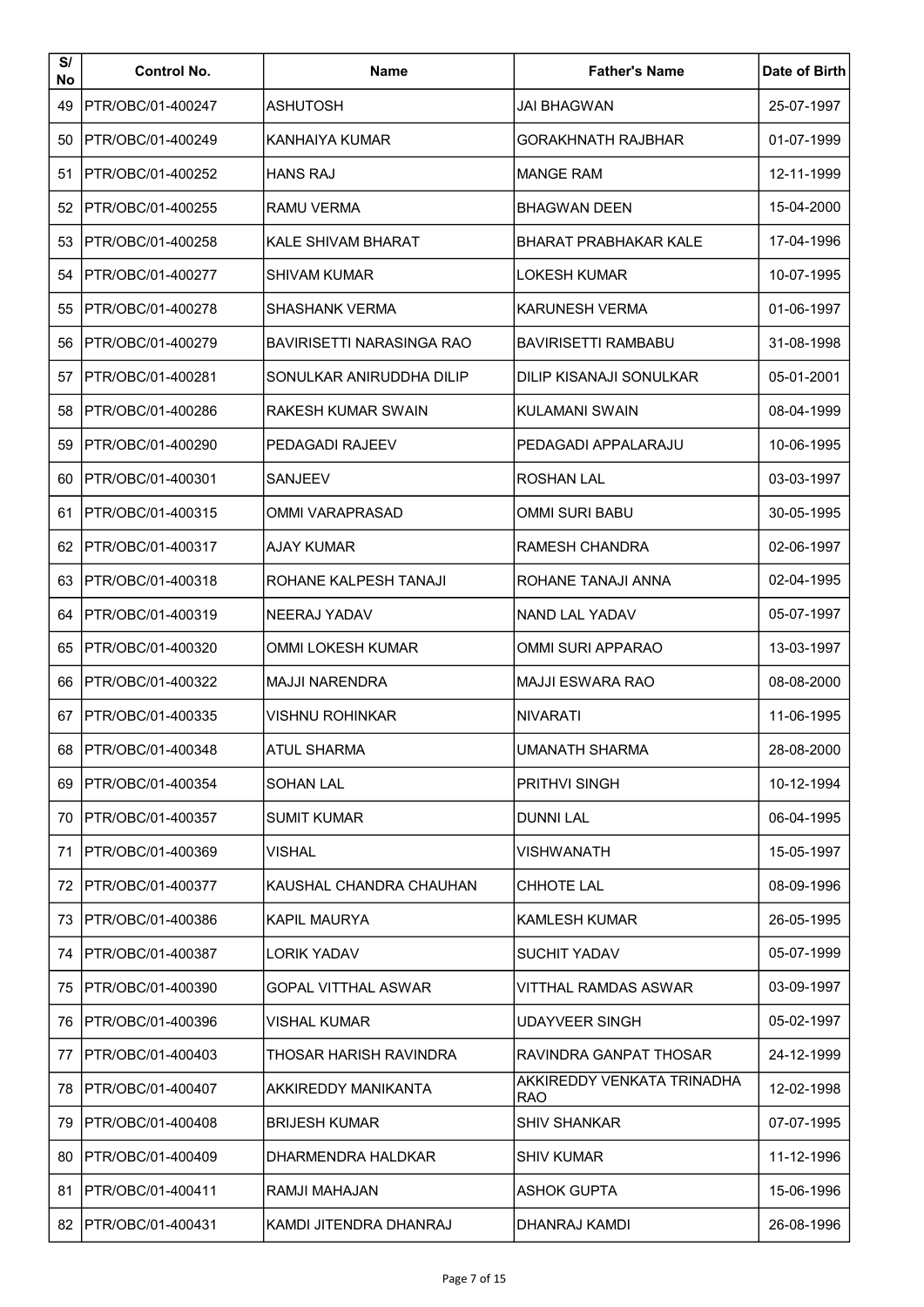| S/ No | Control No. | Name | Father's Name | Date of Birth |
|---|---|---|---|---|
| 49 | PTR/OBC/01-400247 | ASHUTOSH | JAI BHAGWAN | 25-07-1997 |
| 50 | PTR/OBC/01-400249 | KANHAIYA KUMAR | GORAKHNATH RAJBHAR | 01-07-1999 |
| 51 | PTR/OBC/01-400252 | HANS RAJ | MANGE RAM | 12-11-1999 |
| 52 | PTR/OBC/01-400255 | RAMU VERMA | BHAGWAN DEEN | 15-04-2000 |
| 53 | PTR/OBC/01-400258 | KALE SHIVAM BHARAT | BHARAT PRABHAKAR KALE | 17-04-1996 |
| 54 | PTR/OBC/01-400277 | SHIVAM KUMAR | LOKESH KUMAR | 10-07-1995 |
| 55 | PTR/OBC/01-400278 | SHASHANK VERMA | KARUNESH VERMA | 01-06-1997 |
| 56 | PTR/OBC/01-400279 | BAVIRISETTI NARASINGA RAO | BAVIRISETTI RAMBABU | 31-08-1998 |
| 57 | PTR/OBC/01-400281 | SONULKAR ANIRUDDHA DILIP | DILIP KISANAJI SONULKAR | 05-01-2001 |
| 58 | PTR/OBC/01-400286 | RAKESH KUMAR SWAIN | KULAMANI SWAIN | 08-04-1999 |
| 59 | PTR/OBC/01-400290 | PEDAGADI RAJEEV | PEDAGADI APPALARAJU | 10-06-1995 |
| 60 | PTR/OBC/01-400301 | SANJEEV | ROSHAN LAL | 03-03-1997 |
| 61 | PTR/OBC/01-400315 | OMMI VARAPRASAD | OMMI SURI BABU | 30-05-1995 |
| 62 | PTR/OBC/01-400317 | AJAY KUMAR | RAMESH CHANDRA | 02-06-1997 |
| 63 | PTR/OBC/01-400318 | ROHANE KALPESH TANAJI | ROHANE TANAJI ANNA | 02-04-1995 |
| 64 | PTR/OBC/01-400319 | NEERAJ YADAV | NAND LAL YADAV | 05-07-1997 |
| 65 | PTR/OBC/01-400320 | OMMI LOKESH KUMAR | OMMI SURI APPARAO | 13-03-1997 |
| 66 | PTR/OBC/01-400322 | MAJJI NARENDRA | MAJJI ESWARA RAO | 08-08-2000 |
| 67 | PTR/OBC/01-400335 | VISHNU ROHINKAR | NIVARATI | 11-06-1995 |
| 68 | PTR/OBC/01-400348 | ATUL SHARMA | UMANATH SHARMA | 28-08-2000 |
| 69 | PTR/OBC/01-400354 | SOHAN LAL | PRITHVI SINGH | 10-12-1994 |
| 70 | PTR/OBC/01-400357 | SUMIT KUMAR | DUNNI LAL | 06-04-1995 |
| 71 | PTR/OBC/01-400369 | VISHAL | VISHWANATH | 15-05-1997 |
| 72 | PTR/OBC/01-400377 | KAUSHAL CHANDRA CHAUHAN | CHHOTE LAL | 08-09-1996 |
| 73 | PTR/OBC/01-400386 | KAPIL MAURYA | KAMLESH KUMAR | 26-05-1995 |
| 74 | PTR/OBC/01-400387 | LORIK YADAV | SUCHIT YADAV | 05-07-1999 |
| 75 | PTR/OBC/01-400390 | GOPAL VITTHAL ASWAR | VITTHAL RAMDAS ASWAR | 03-09-1997 |
| 76 | PTR/OBC/01-400396 | VISHAL KUMAR | UDAYVEER SINGH | 05-02-1997 |
| 77 | PTR/OBC/01-400403 | THOSAR HARISH RAVINDRA | RAVINDRA GANPAT THOSAR | 24-12-1999 |
| 78 | PTR/OBC/01-400407 | AKKIREDDY MANIKANTA | AKKIREDDY VENKATA TRINADHA RAO | 12-02-1998 |
| 79 | PTR/OBC/01-400408 | BRIJESH KUMAR | SHIV SHANKAR | 07-07-1995 |
| 80 | PTR/OBC/01-400409 | DHARMENDRA HALDKAR | SHIV KUMAR | 11-12-1996 |
| 81 | PTR/OBC/01-400411 | RAMJI MAHAJAN | ASHOK GUPTA | 15-06-1996 |
| 82 | PTR/OBC/01-400431 | KAMDI JITENDRA DHANRAJ | DHANRAJ KAMDI | 26-08-1996 |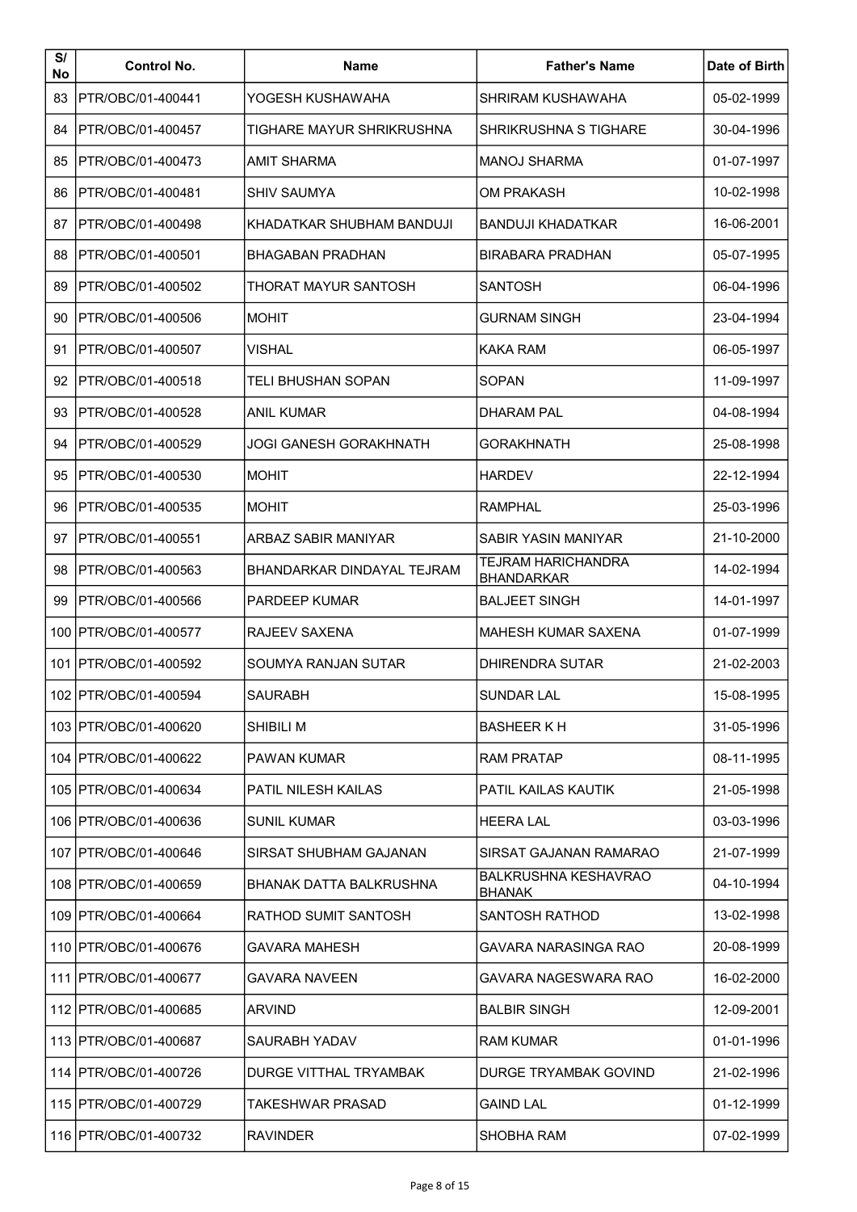| S/ No | Control No. | Name | Father's Name | Date of Birth |
|---|---|---|---|---|
| 83 | PTR/OBC/01-400441 | YOGESH KUSHAWAHA | SHRIRAM KUSHAWAHA | 05-02-1999 |
| 84 | PTR/OBC/01-400457 | TIGHARE MAYUR SHRIKRUSHNA | SHRIKRUSHNA S TIGHARE | 30-04-1996 |
| 85 | PTR/OBC/01-400473 | AMIT SHARMA | MANOJ SHARMA | 01-07-1997 |
| 86 | PTR/OBC/01-400481 | SHIV SAUMYA | OM PRAKASH | 10-02-1998 |
| 87 | PTR/OBC/01-400498 | KHADATKAR SHUBHAM BANDUJI | BANDUJI KHADATKAR | 16-06-2001 |
| 88 | PTR/OBC/01-400501 | BHAGABAN PRADHAN | BIRABARA PRADHAN | 05-07-1995 |
| 89 | PTR/OBC/01-400502 | THORAT MAYUR SANTOSH | SANTOSH | 06-04-1996 |
| 90 | PTR/OBC/01-400506 | MOHIT | GURNAM SINGH | 23-04-1994 |
| 91 | PTR/OBC/01-400507 | VISHAL | KAKA RAM | 06-05-1997 |
| 92 | PTR/OBC/01-400518 | TELI BHUSHAN SOPAN | SOPAN | 11-09-1997 |
| 93 | PTR/OBC/01-400528 | ANIL KUMAR | DHARAM PAL | 04-08-1994 |
| 94 | PTR/OBC/01-400529 | JOGI GANESH GORAKHNATH | GORAKHNATH | 25-08-1998 |
| 95 | PTR/OBC/01-400530 | MOHIT | HARDEV | 22-12-1994 |
| 96 | PTR/OBC/01-400535 | MOHIT | RAMPHAL | 25-03-1996 |
| 97 | PTR/OBC/01-400551 | ARBAZ SABIR MANIYAR | SABIR YASIN MANIYAR | 21-10-2000 |
| 98 | PTR/OBC/01-400563 | BHANDARKAR DINDAYAL TEJRAM | TEJRAM HARICHANDRA BHANDARKAR | 14-02-1994 |
| 99 | PTR/OBC/01-400566 | PARDEEP KUMAR | BALJEET SINGH | 14-01-1997 |
| 100 | PTR/OBC/01-400577 | RAJEEV SAXENA | MAHESH KUMAR SAXENA | 01-07-1999 |
| 101 | PTR/OBC/01-400592 | SOUMYA RANJAN SUTAR | DHIRENDRA SUTAR | 21-02-2003 |
| 102 | PTR/OBC/01-400594 | SAURABH | SUNDAR LAL | 15-08-1995 |
| 103 | PTR/OBC/01-400620 | SHIBILI M | BASHEER K H | 31-05-1996 |
| 104 | PTR/OBC/01-400622 | PAWAN KUMAR | RAM PRATAP | 08-11-1995 |
| 105 | PTR/OBC/01-400634 | PATIL NILESH KAILAS | PATIL KAILAS KAUTIK | 21-05-1998 |
| 106 | PTR/OBC/01-400636 | SUNIL KUMAR | HEERA LAL | 03-03-1996 |
| 107 | PTR/OBC/01-400646 | SIRSAT SHUBHAM GAJANAN | SIRSAT GAJANAN RAMARAO | 21-07-1999 |
| 108 | PTR/OBC/01-400659 | BHANAK DATTA BALKRUSHNA | BALKRUSHNA KESHAVRAO BHANAK | 04-10-1994 |
| 109 | PTR/OBC/01-400664 | RATHOD SUMIT SANTOSH | SANTOSH RATHOD | 13-02-1998 |
| 110 | PTR/OBC/01-400676 | GAVARA MAHESH | GAVARA NARASINGA RAO | 20-08-1999 |
| 111 | PTR/OBC/01-400677 | GAVARA NAVEEN | GAVARA NAGESWARA RAO | 16-02-2000 |
| 112 | PTR/OBC/01-400685 | ARVIND | BALBIR SINGH | 12-09-2001 |
| 113 | PTR/OBC/01-400687 | SAURABH YADAV | RAM KUMAR | 01-01-1996 |
| 114 | PTR/OBC/01-400726 | DURGE VITTHAL TRYAMBAK | DURGE TRYAMBAK GOVIND | 21-02-1996 |
| 115 | PTR/OBC/01-400729 | TAKESHWAR PRASAD | GAIND LAL | 01-12-1999 |
| 116 | PTR/OBC/01-400732 | RAVINDER | SHOBHA RAM | 07-02-1999 |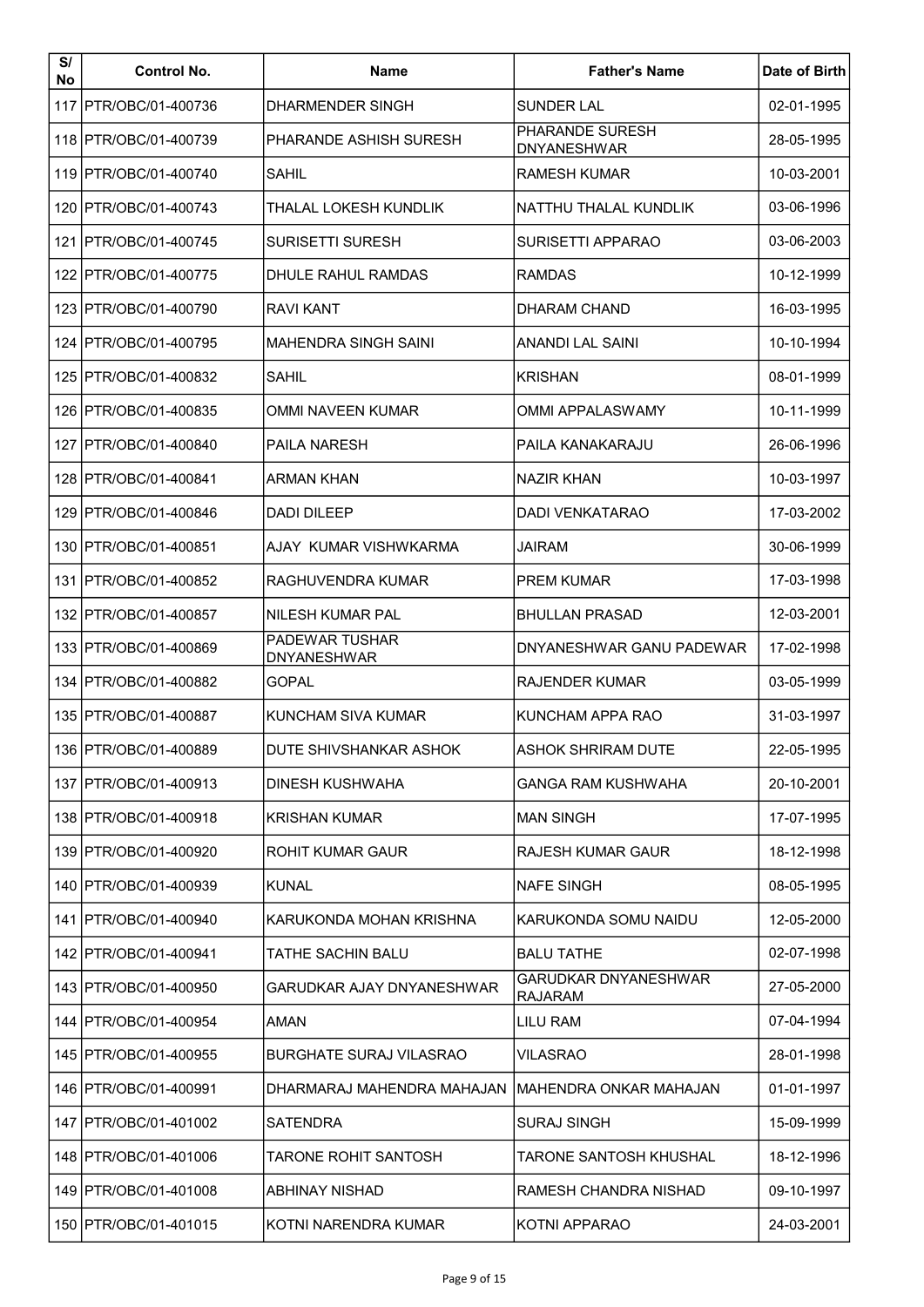| S/ No | Control No. | Name | Father's Name | Date of Birth |
|---|---|---|---|---|
| 117 | PTR/OBC/01-400736 | DHARMENDER SINGH | SUNDER LAL | 02-01-1995 |
| 118 | PTR/OBC/01-400739 | PHARANDE ASHISH SURESH | PHARANDE SURESH DNYANESHWAR | 28-05-1995 |
| 119 | PTR/OBC/01-400740 | SAHIL | RAMESH KUMAR | 10-03-2001 |
| 120 | PTR/OBC/01-400743 | THALAL LOKESH KUNDLIK | NATTHU THALAL KUNDLIK | 03-06-1996 |
| 121 | PTR/OBC/01-400745 | SURISETTI SURESH | SURISETTI APPARAO | 03-06-2003 |
| 122 | PTR/OBC/01-400775 | DHULE RAHUL RAMDAS | RAMDAS | 10-12-1999 |
| 123 | PTR/OBC/01-400790 | RAVI KANT | DHARAM CHAND | 16-03-1995 |
| 124 | PTR/OBC/01-400795 | MAHENDRA SINGH SAINI | ANANDI LAL SAINI | 10-10-1994 |
| 125 | PTR/OBC/01-400832 | SAHIL | KRISHAN | 08-01-1999 |
| 126 | PTR/OBC/01-400835 | OMMI NAVEEN KUMAR | OMMI APPALASWAMY | 10-11-1999 |
| 127 | PTR/OBC/01-400840 | PAILA NARESH | PAILA KANAKARAJU | 26-06-1996 |
| 128 | PTR/OBC/01-400841 | ARMAN KHAN | NAZIR KHAN | 10-03-1997 |
| 129 | PTR/OBC/01-400846 | DADI DILEEP | DADI VENKATARAO | 17-03-2002 |
| 130 | PTR/OBC/01-400851 | AJAY KUMAR VISHWKARMA | JAIRAM | 30-06-1999 |
| 131 | PTR/OBC/01-400852 | RAGHUVENDRA KUMAR | PREM KUMAR | 17-03-1998 |
| 132 | PTR/OBC/01-400857 | NILESH KUMAR PAL | BHULLAN PRASAD | 12-03-2001 |
| 133 | PTR/OBC/01-400869 | PADEWAR TUSHAR DNYANESHWAR | DNYANESHWAR GANU PADEWAR | 17-02-1998 |
| 134 | PTR/OBC/01-400882 | GOPAL | RAJENDER KUMAR | 03-05-1999 |
| 135 | PTR/OBC/01-400887 | KUNCHAM SIVA KUMAR | KUNCHAM APPA RAO | 31-03-1997 |
| 136 | PTR/OBC/01-400889 | DUTE SHIVSHANKAR ASHOK | ASHOK SHRIRAM DUTE | 22-05-1995 |
| 137 | PTR/OBC/01-400913 | DINESH KUSHWAHA | GANGA RAM KUSHWAHA | 20-10-2001 |
| 138 | PTR/OBC/01-400918 | KRISHAN KUMAR | MAN SINGH | 17-07-1995 |
| 139 | PTR/OBC/01-400920 | ROHIT KUMAR GAUR | RAJESH KUMAR GAUR | 18-12-1998 |
| 140 | PTR/OBC/01-400939 | KUNAL | NAFE SINGH | 08-05-1995 |
| 141 | PTR/OBC/01-400940 | KARUKONDA MOHAN KRISHNA | KARUKONDA SOMU NAIDU | 12-05-2000 |
| 142 | PTR/OBC/01-400941 | TATHE SACHIN BALU | BALU TATHE | 02-07-1998 |
| 143 | PTR/OBC/01-400950 | GARUDKAR AJAY DNYANESHWAR | GARUDKAR DNYANESHWAR RAJARAM | 27-05-2000 |
| 144 | PTR/OBC/01-400954 | AMAN | LILU RAM | 07-04-1994 |
| 145 | PTR/OBC/01-400955 | BURGHATE SURAJ VILASRAO | VILASRAO | 28-01-1998 |
| 146 | PTR/OBC/01-400991 | DHARMARAJ MAHENDRA MAHAJAN | MAHENDRA ONKAR MAHAJAN | 01-01-1997 |
| 147 | PTR/OBC/01-401002 | SATENDRA | SURAJ SINGH | 15-09-1999 |
| 148 | PTR/OBC/01-401006 | TARONE ROHIT SANTOSH | TARONE SANTOSH KHUSHAL | 18-12-1996 |
| 149 | PTR/OBC/01-401008 | ABHINAY NISHAD | RAMESH CHANDRA NISHAD | 09-10-1997 |
| 150 | PTR/OBC/01-401015 | KOTNI NARENDRA KUMAR | KOTNI APPARAO | 24-03-2001 |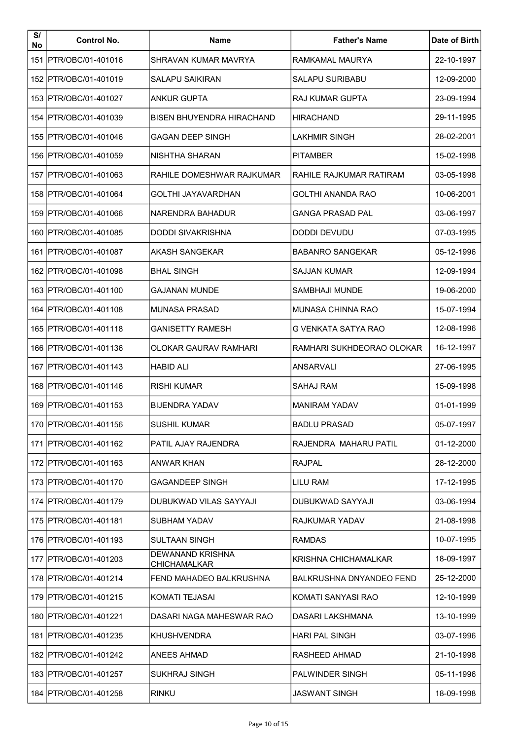| S/ No | Control No. | Name | Father's Name | Date of Birth |
|---|---|---|---|---|
| 151 | PTR/OBC/01-401016 | SHRAVAN KUMAR MAVRYA | RAMKAMAL MAURYA | 22-10-1997 |
| 152 | PTR/OBC/01-401019 | SALAPU SAIKIRAN | SALAPU SURIBABU | 12-09-2000 |
| 153 | PTR/OBC/01-401027 | ANKUR GUPTA | RAJ KUMAR GUPTA | 23-09-1994 |
| 154 | PTR/OBC/01-401039 | BISEN BHUYENDRA HIRACHAND | HIRACHAND | 29-11-1995 |
| 155 | PTR/OBC/01-401046 | GAGAN DEEP SINGH | LAKHMIR SINGH | 28-02-2001 |
| 156 | PTR/OBC/01-401059 | NISHTHA SHARAN | PITAMBER | 15-02-1998 |
| 157 | PTR/OBC/01-401063 | RAHILE DOMESHWAR RAJKUMAR | RAHILE RAJKUMAR RATIRAM | 03-05-1998 |
| 158 | PTR/OBC/01-401064 | GOLTHI JAYAVARDHAN | GOLTHI ANANDA RAO | 10-06-2001 |
| 159 | PTR/OBC/01-401066 | NARENDRA BAHADUR | GANGA PRASAD PAL | 03-06-1997 |
| 160 | PTR/OBC/01-401085 | DODDI SIVAKRISHNA | DODDI DEVUDU | 07-03-1995 |
| 161 | PTR/OBC/01-401087 | AKASH SANGEKAR | BABANRO SANGEKAR | 05-12-1996 |
| 162 | PTR/OBC/01-401098 | BHAL SINGH | SAJJAN KUMAR | 12-09-1994 |
| 163 | PTR/OBC/01-401100 | GAJANAN MUNDE | SAMBHAJI MUNDE | 19-06-2000 |
| 164 | PTR/OBC/01-401108 | MUNASA PRASAD | MUNASA CHINNA RAO | 15-07-1994 |
| 165 | PTR/OBC/01-401118 | GANISETTY RAMESH | G VENKATA SATYA RAO | 12-08-1996 |
| 166 | PTR/OBC/01-401136 | OLOKAR GAURAV RAMHARI | RAMHARI SUKHDEORAO OLOKAR | 16-12-1997 |
| 167 | PTR/OBC/01-401143 | HABID ALI | ANSARVALI | 27-06-1995 |
| 168 | PTR/OBC/01-401146 | RISHI KUMAR | SAHAJ RAM | 15-09-1998 |
| 169 | PTR/OBC/01-401153 | BIJENDRA YADAV | MANIRAM YADAV | 01-01-1999 |
| 170 | PTR/OBC/01-401156 | SUSHIL KUMAR | BADLU PRASAD | 05-07-1997 |
| 171 | PTR/OBC/01-401162 | PATIL AJAY RAJENDRA | RAJENDRA MAHARU PATIL | 01-12-2000 |
| 172 | PTR/OBC/01-401163 | ANWAR KHAN | RAJPAL | 28-12-2000 |
| 173 | PTR/OBC/01-401170 | GAGANDEEP SINGH | LILU RAM | 17-12-1995 |
| 174 | PTR/OBC/01-401179 | DUBUKWAD VILAS SAYYAJI | DUBUKWAD SAYYAJI | 03-06-1994 |
| 175 | PTR/OBC/01-401181 | SUBHAM YADAV | RAJKUMAR YADAV | 21-08-1998 |
| 176 | PTR/OBC/01-401193 | SULTAAN SINGH | RAMDAS | 10-07-1995 |
| 177 | PTR/OBC/01-401203 | DEWANAND KRISHNA CHICHAMALKAR | KRISHNA CHICHAMALKAR | 18-09-1997 |
| 178 | PTR/OBC/01-401214 | FEND MAHADEO BALKRUSHNA | BALKRUSHNA DNYANDEO FEND | 25-12-2000 |
| 179 | PTR/OBC/01-401215 | KOMATI TEJASAI | KOMATI SANYASI RAO | 12-10-1999 |
| 180 | PTR/OBC/01-401221 | DASARI NAGA MAHESWAR RAO | DASARI LAKSHMANA | 13-10-1999 |
| 181 | PTR/OBC/01-401235 | KHUSHVENDRA | HARI PAL SINGH | 03-07-1996 |
| 182 | PTR/OBC/01-401242 | ANEES AHMAD | RASHEED AHMAD | 21-10-1998 |
| 183 | PTR/OBC/01-401257 | SUKHRAJ SINGH | PALWINDER SINGH | 05-11-1996 |
| 184 | PTR/OBC/01-401258 | RINKU | JASWANT SINGH | 18-09-1998 |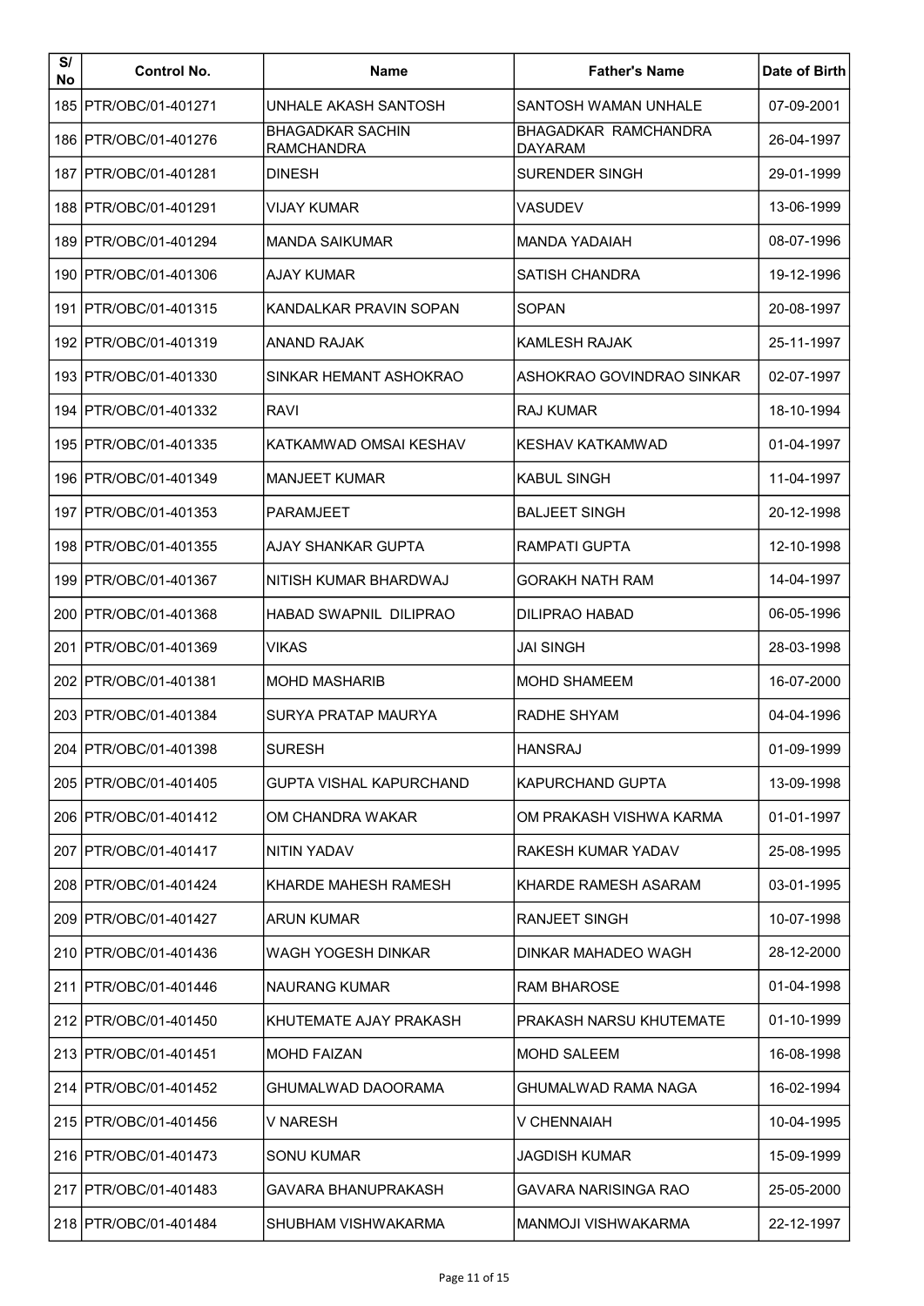| S/ No | Control No. | Name | Father's Name | Date of Birth |
|---|---|---|---|---|
| 185 | PTR/OBC/01-401271 | UNHALE AKASH SANTOSH | SANTOSH WAMAN UNHALE | 07-09-2001 |
| 186 | PTR/OBC/01-401276 | BHAGADKAR SACHIN RAMCHANDRA | BHAGADKAR RAMCHANDRA DAYARAM | 26-04-1997 |
| 187 | PTR/OBC/01-401281 | DINESH | SURENDER SINGH | 29-01-1999 |
| 188 | PTR/OBC/01-401291 | VIJAY KUMAR | VASUDEV | 13-06-1999 |
| 189 | PTR/OBC/01-401294 | MANDA SAIKUMAR | MANDA YADAIAH | 08-07-1996 |
| 190 | PTR/OBC/01-401306 | AJAY KUMAR | SATISH CHANDRA | 19-12-1996 |
| 191 | PTR/OBC/01-401315 | KANDALKAR PRAVIN SOPAN | SOPAN | 20-08-1997 |
| 192 | PTR/OBC/01-401319 | ANAND RAJAK | KAMLESH RAJAK | 25-11-1997 |
| 193 | PTR/OBC/01-401330 | SINKAR HEMANT ASHOKRAO | ASHOKRAO GOVINDRAO SINKAR | 02-07-1997 |
| 194 | PTR/OBC/01-401332 | RAVI | RAJ KUMAR | 18-10-1994 |
| 195 | PTR/OBC/01-401335 | KATKAMWAD OMSAI KESHAV | KESHAV KATKAMWAD | 01-04-1997 |
| 196 | PTR/OBC/01-401349 | MANJEET KUMAR | KABUL SINGH | 11-04-1997 |
| 197 | PTR/OBC/01-401353 | PARAMJEET | BALJEET SINGH | 20-12-1998 |
| 198 | PTR/OBC/01-401355 | AJAY SHANKAR GUPTA | RAMPATI GUPTA | 12-10-1998 |
| 199 | PTR/OBC/01-401367 | NITISH KUMAR BHARDWAJ | GORAKH NATH RAM | 14-04-1997 |
| 200 | PTR/OBC/01-401368 | HABAD SWAPNIL DILIPRAO | DILIPRAO HABAD | 06-05-1996 |
| 201 | PTR/OBC/01-401369 | VIKAS | JAI SINGH | 28-03-1998 |
| 202 | PTR/OBC/01-401381 | MOHD MASHARIB | MOHD SHAMEEM | 16-07-2000 |
| 203 | PTR/OBC/01-401384 | SURYA PRATAP MAURYA | RADHE SHYAM | 04-04-1996 |
| 204 | PTR/OBC/01-401398 | SURESH | HANSRAJ | 01-09-1999 |
| 205 | PTR/OBC/01-401405 | GUPTA VISHAL KAPURCHAND | KAPURCHAND GUPTA | 13-09-1998 |
| 206 | PTR/OBC/01-401412 | OM CHANDRA WAKAR | OM PRAKASH VISHWA KARMA | 01-01-1997 |
| 207 | PTR/OBC/01-401417 | NITIN YADAV | RAKESH KUMAR YADAV | 25-08-1995 |
| 208 | PTR/OBC/01-401424 | KHARDE MAHESH RAMESH | KHARDE RAMESH ASARAM | 03-01-1995 |
| 209 | PTR/OBC/01-401427 | ARUN KUMAR | RANJEET SINGH | 10-07-1998 |
| 210 | PTR/OBC/01-401436 | WAGH YOGESH DINKAR | DINKAR MAHADEO WAGH | 28-12-2000 |
| 211 | PTR/OBC/01-401446 | NAURANG KUMAR | RAM BHAROSE | 01-04-1998 |
| 212 | PTR/OBC/01-401450 | KHUTEMATE AJAY PRAKASH | PRAKASH NARSU KHUTEMATE | 01-10-1999 |
| 213 | PTR/OBC/01-401451 | MOHD FAIZAN | MOHD SALEEM | 16-08-1998 |
| 214 | PTR/OBC/01-401452 | GHUMALWAD DAOORAMA | GHUMALWAD RAMA NAGA | 16-02-1994 |
| 215 | PTR/OBC/01-401456 | V NARESH | V CHENNAIAH | 10-04-1995 |
| 216 | PTR/OBC/01-401473 | SONU KUMAR | JAGDISH KUMAR | 15-09-1999 |
| 217 | PTR/OBC/01-401483 | GAVARA BHANUPRAKASH | GAVARA NARISINGA RAO | 25-05-2000 |
| 218 | PTR/OBC/01-401484 | SHUBHAM VISHWAKARMA | MANMOJI VISHWAKARMA | 22-12-1997 |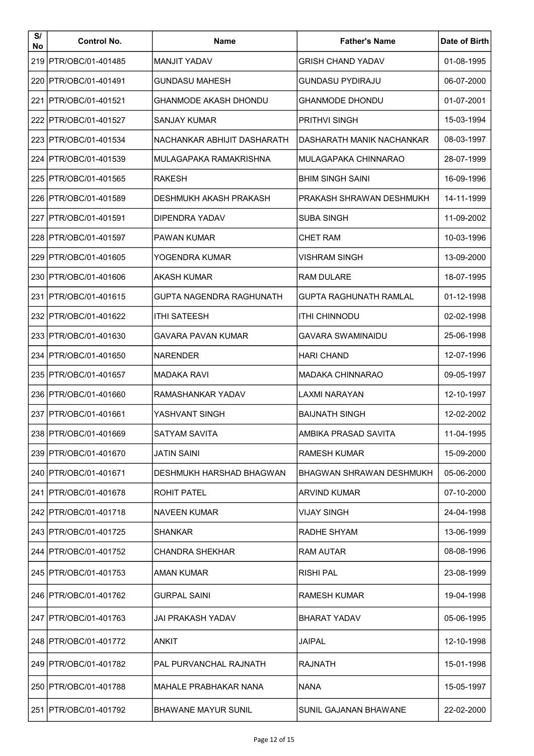| S/ No | Control No. | Name | Father's Name | Date of Birth |
|---|---|---|---|---|
| 219 | PTR/OBC/01-401485 | MANJIT YADAV | GRISH CHAND YADAV | 01-08-1995 |
| 220 | PTR/OBC/01-401491 | GUNDASU MAHESH | GUNDASU PYDIRAJU | 06-07-2000 |
| 221 | PTR/OBC/01-401521 | GHANMODE AKASH DHONDU | GHANMODE DHONDU | 01-07-2001 |
| 222 | PTR/OBC/01-401527 | SANJAY KUMAR | PRITHVI SINGH | 15-03-1994 |
| 223 | PTR/OBC/01-401534 | NACHANKAR ABHIJIT DASHARATH | DASHARATH MANIK NACHANKAR | 08-03-1997 |
| 224 | PTR/OBC/01-401539 | MULAGAPAKA RAMAKRISHNA | MULAGAPAKA CHINNARAO | 28-07-1999 |
| 225 | PTR/OBC/01-401565 | RAKESH | BHIM SINGH SAINI | 16-09-1996 |
| 226 | PTR/OBC/01-401589 | DESHMUKH AKASH PRAKASH | PRAKASH SHRAWAN DESHMUKH | 14-11-1999 |
| 227 | PTR/OBC/01-401591 | DIPENDRA YADAV | SUBA SINGH | 11-09-2002 |
| 228 | PTR/OBC/01-401597 | PAWAN KUMAR | CHET RAM | 10-03-1996 |
| 229 | PTR/OBC/01-401605 | YOGENDRA KUMAR | VISHRAM SINGH | 13-09-2000 |
| 230 | PTR/OBC/01-401606 | AKASH KUMAR | RAM DULARE | 18-07-1995 |
| 231 | PTR/OBC/01-401615 | GUPTA NAGENDRA RAGHUNATH | GUPTA RAGHUNATH RAMLAL | 01-12-1998 |
| 232 | PTR/OBC/01-401622 | ITHI SATEESH | ITHI CHINNODU | 02-02-1998 |
| 233 | PTR/OBC/01-401630 | GAVARA PAVAN KUMAR | GAVARA SWAMINAIDU | 25-06-1998 |
| 234 | PTR/OBC/01-401650 | NARENDER | HARI CHAND | 12-07-1996 |
| 235 | PTR/OBC/01-401657 | MADAKA RAVI | MADAKA CHINNARAO | 09-05-1997 |
| 236 | PTR/OBC/01-401660 | RAMASHANKAR YADAV | LAXMI NARAYAN | 12-10-1997 |
| 237 | PTR/OBC/01-401661 | YASHVANT SINGH | BAIJNATH SINGH | 12-02-2002 |
| 238 | PTR/OBC/01-401669 | SATYAM SAVITA | AMBIKA PRASAD SAVITA | 11-04-1995 |
| 239 | PTR/OBC/01-401670 | JATIN SAINI | RAMESH KUMAR | 15-09-2000 |
| 240 | PTR/OBC/01-401671 | DESHMUKH HARSHAD BHAGWAN | BHAGWAN SHRAWAN DESHMUKH | 05-06-2000 |
| 241 | PTR/OBC/01-401678 | ROHIT PATEL | ARVIND KUMAR | 07-10-2000 |
| 242 | PTR/OBC/01-401718 | NAVEEN KUMAR | VIJAY SINGH | 24-04-1998 |
| 243 | PTR/OBC/01-401725 | SHANKAR | RADHE SHYAM | 13-06-1999 |
| 244 | PTR/OBC/01-401752 | CHANDRA SHEKHAR | RAM AUTAR | 08-08-1996 |
| 245 | PTR/OBC/01-401753 | AMAN KUMAR | RISHI PAL | 23-08-1999 |
| 246 | PTR/OBC/01-401762 | GURPAL SAINI | RAMESH KUMAR | 19-04-1998 |
| 247 | PTR/OBC/01-401763 | JAI PRAKASH YADAV | BHARAT YADAV | 05-06-1995 |
| 248 | PTR/OBC/01-401772 | ANKIT | JAIPAL | 12-10-1998 |
| 249 | PTR/OBC/01-401782 | PAL PURVANCHAL RAJNATH | RAJNATH | 15-01-1998 |
| 250 | PTR/OBC/01-401788 | MAHALE PRABHAKAR NANA | NANA | 15-05-1997 |
| 251 | PTR/OBC/01-401792 | BHAWANE MAYUR SUNIL | SUNIL GAJANAN BHAWANE | 22-02-2000 |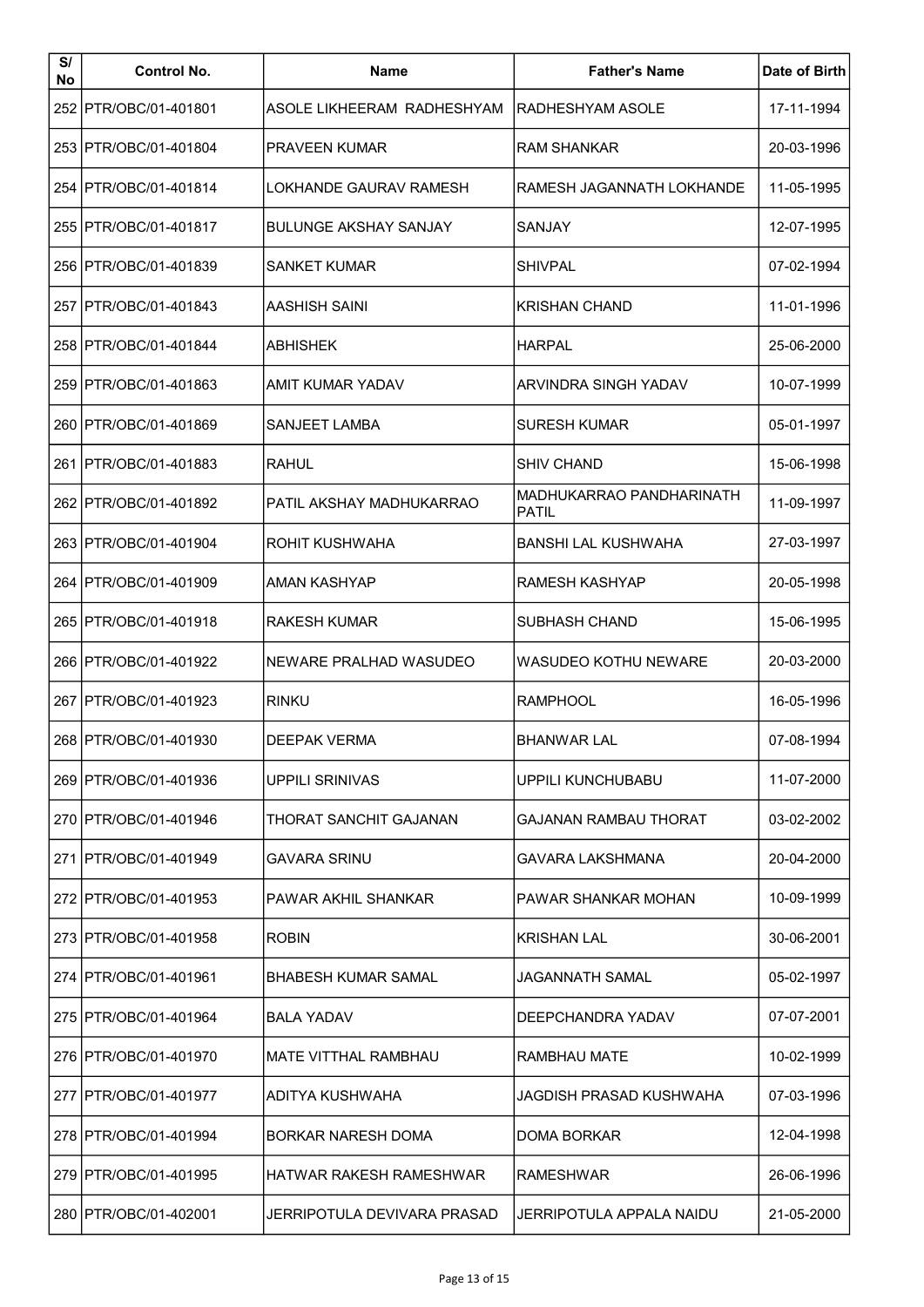| S/ No | Control No. | Name | Father's Name | Date of Birth |
|---|---|---|---|---|
| 252 | PTR/OBC/01-401801 | ASOLE LIKHEERAM RADHESHYAM | RADHESHYAM ASOLE | 17-11-1994 |
| 253 | PTR/OBC/01-401804 | PRAVEEN KUMAR | RAM SHANKAR | 20-03-1996 |
| 254 | PTR/OBC/01-401814 | LOKHANDE GAURAV RAMESH | RAMESH JAGANNATH LOKHANDE | 11-05-1995 |
| 255 | PTR/OBC/01-401817 | BULUNGE AKSHAY SANJAY | SANJAY | 12-07-1995 |
| 256 | PTR/OBC/01-401839 | SANKET KUMAR | SHIVPAL | 07-02-1994 |
| 257 | PTR/OBC/01-401843 | AASHISH SAINI | KRISHAN CHAND | 11-01-1996 |
| 258 | PTR/OBC/01-401844 | ABHISHEK | HARPAL | 25-06-2000 |
| 259 | PTR/OBC/01-401863 | AMIT KUMAR YADAV | ARVINDRA SINGH YADAV | 10-07-1999 |
| 260 | PTR/OBC/01-401869 | SANJEET LAMBA | SURESH KUMAR | 05-01-1997 |
| 261 | PTR/OBC/01-401883 | RAHUL | SHIV CHAND | 15-06-1998 |
| 262 | PTR/OBC/01-401892 | PATIL AKSHAY MADHUKARRAO | MADHUKARRAO PANDHARINATH PATIL | 11-09-1997 |
| 263 | PTR/OBC/01-401904 | ROHIT KUSHWAHA | BANSHI LAL KUSHWAHA | 27-03-1997 |
| 264 | PTR/OBC/01-401909 | AMAN KASHYAP | RAMESH KASHYAP | 20-05-1998 |
| 265 | PTR/OBC/01-401918 | RAKESH KUMAR | SUBHASH CHAND | 15-06-1995 |
| 266 | PTR/OBC/01-401922 | NEWARE PRALHAD WASUDEO | WASUDEO KOTHU NEWARE | 20-03-2000 |
| 267 | PTR/OBC/01-401923 | RINKU | RAMPHOOL | 16-05-1996 |
| 268 | PTR/OBC/01-401930 | DEEPAK VERMA | BHANWAR LAL | 07-08-1994 |
| 269 | PTR/OBC/01-401936 | UPPILI SRINIVAS | UPPILI KUNCHUBABU | 11-07-2000 |
| 270 | PTR/OBC/01-401946 | THORAT SANCHIT GAJANAN | GAJANAN RAMBAU THORAT | 03-02-2002 |
| 271 | PTR/OBC/01-401949 | GAVARA SRINU | GAVARA LAKSHMANA | 20-04-2000 |
| 272 | PTR/OBC/01-401953 | PAWAR AKHIL SHANKAR | PAWAR SHANKAR MOHAN | 10-09-1999 |
| 273 | PTR/OBC/01-401958 | ROBIN | KRISHAN LAL | 30-06-2001 |
| 274 | PTR/OBC/01-401961 | BHABESH KUMAR SAMAL | JAGANNATH SAMAL | 05-02-1997 |
| 275 | PTR/OBC/01-401964 | BALA YADAV | DEEPCHANDRA YADAV | 07-07-2001 |
| 276 | PTR/OBC/01-401970 | MATE VITTHAL RAMBHAU | RAMBHAU MATE | 10-02-1999 |
| 277 | PTR/OBC/01-401977 | ADITYA KUSHWAHA | JAGDISH PRASAD KUSHWAHA | 07-03-1996 |
| 278 | PTR/OBC/01-401994 | BORKAR NARESH DOMA | DOMA BORKAR | 12-04-1998 |
| 279 | PTR/OBC/01-401995 | HATWAR RAKESH RAMESHWAR | RAMESHWAR | 26-06-1996 |
| 280 | PTR/OBC/01-402001 | JERRIPOTULA DEVIVARA PRASAD | JERRIPOTULA APPALA NAIDU | 21-05-2000 |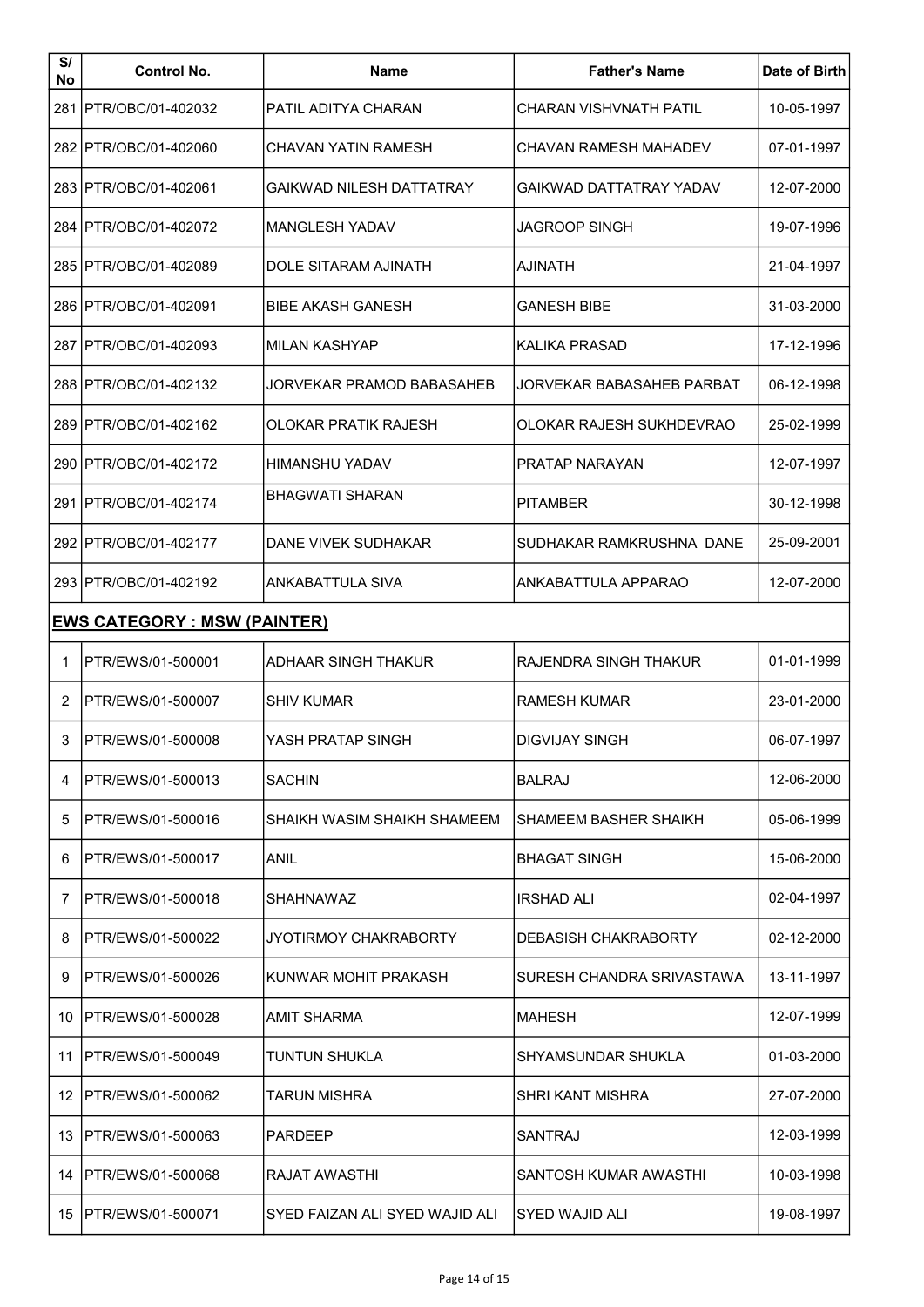| S/ No | Control No. | Name | Father's Name | Date of Birth |
|---|---|---|---|---|
| 281 | PTR/OBC/01-402032 | PATIL ADITYA CHARAN | CHARAN VISHVNATH PATIL | 10-05-1997 |
| 282 | PTR/OBC/01-402060 | CHAVAN YATIN RAMESH | CHAVAN RAMESH MAHADEV | 07-01-1997 |
| 283 | PTR/OBC/01-402061 | GAIKWAD NILESH DATTATRAY | GAIKWAD DATTATRAY YADAV | 12-07-2000 |
| 284 | PTR/OBC/01-402072 | MANGLESH YADAV | JAGROOP SINGH | 19-07-1996 |
| 285 | PTR/OBC/01-402089 | DOLE SITARAM AJINATH | AJINATH | 21-04-1997 |
| 286 | PTR/OBC/01-402091 | BIBE AKASH GANESH | GANESH BIBE | 31-03-2000 |
| 287 | PTR/OBC/01-402093 | MILAN KASHYAP | KALIKA PRASAD | 17-12-1996 |
| 288 | PTR/OBC/01-402132 | JORVEKAR PRAMOD BABASAHEB | JORVEKAR BABASAHEB PARBAT | 06-12-1998 |
| 289 | PTR/OBC/01-402162 | OLOKAR PRATIK RAJESH | OLOKAR RAJESH SUKHDEVRAO | 25-02-1999 |
| 290 | PTR/OBC/01-402172 | HIMANSHU YADAV | PRATAP NARAYAN | 12-07-1997 |
| 291 | PTR/OBC/01-402174 | BHAGWATI SHARAN | PITAMBER | 30-12-1998 |
| 292 | PTR/OBC/01-402177 | DANE VIVEK SUDHAKAR | SUDHAKAR RAMKRUSHNA DANE | 25-09-2001 |
| 293 | PTR/OBC/01-402192 | ANKABATTULA SIVA | ANKABATTULA APPARAO | 12-07-2000 |
| **EWS CATEGORY : MSW (PAINTER)** | | | | |
| 1 | PTR/EWS/01-500001 | ADHAAR SINGH THAKUR | RAJENDRA SINGH THAKUR | 01-01-1999 |
| 2 | PTR/EWS/01-500007 | SHIV KUMAR | RAMESH KUMAR | 23-01-2000 |
| 3 | PTR/EWS/01-500008 | YASH PRATAP SINGH | DIGVIJAY SINGH | 06-07-1997 |
| 4 | PTR/EWS/01-500013 | SACHIN | BALRAJ | 12-06-2000 |
| 5 | PTR/EWS/01-500016 | SHAIKH WASIM SHAIKH SHAMEEM | SHAMEEM BASHER SHAIKH | 05-06-1999 |
| 6 | PTR/EWS/01-500017 | ANIL | BHAGAT SINGH | 15-06-2000 |
| 7 | PTR/EWS/01-500018 | SHAHNAWAZ | IRSHAD ALI | 02-04-1997 |
| 8 | PTR/EWS/01-500022 | JYOTIRMOY CHAKRABORTY | DEBASISH CHAKRABORTY | 02-12-2000 |
| 9 | PTR/EWS/01-500026 | KUNWAR MOHIT PRAKASH | SURESH CHANDRA SRIVASTAWA | 13-11-1997 |
| 10 | PTR/EWS/01-500028 | AMIT SHARMA | MAHESH | 12-07-1999 |
| 11 | PTR/EWS/01-500049 | TUNTUN SHUKLA | SHYAMSUNDAR SHUKLA | 01-03-2000 |
| 12 | PTR/EWS/01-500062 | TARUN MISHRA | SHRI KANT MISHRA | 27-07-2000 |
| 13 | PTR/EWS/01-500063 | PARDEEP | SANTRAJ | 12-03-1999 |
| 14 | PTR/EWS/01-500068 | RAJAT AWASTHI | SANTOSH KUMAR AWASTHI | 10-03-1998 |
| 15 | PTR/EWS/01-500071 | SYED FAIZAN ALI SYED WAJID ALI | SYED WAJID ALI | 19-08-1997 |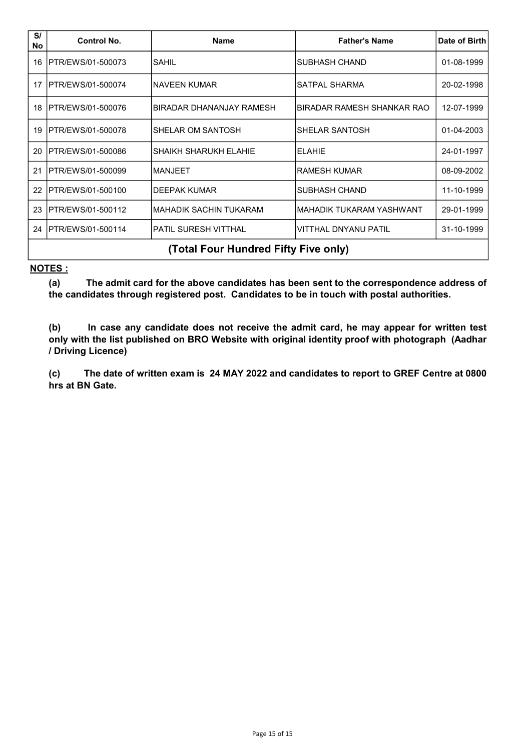| S/ No | Control No. | Name | Father's Name | Date of Birth |
|---|---|---|---|---|
| 16 | PTR/EWS/01-500073 | SAHIL | SUBHASH CHAND | 01-08-1999 |
| 17 | PTR/EWS/01-500074 | NAVEEN KUMAR | SATPAL SHARMA | 20-02-1998 |
| 18 | PTR/EWS/01-500076 | BIRADAR DHANANJAY RAMESH | BIRADAR RAMESH SHANKAR RAO | 12-07-1999 |
| 19 | PTR/EWS/01-500078 | SHELAR OM SANTOSH | SHELAR SANTOSH | 01-04-2003 |
| 20 | PTR/EWS/01-500086 | SHAIKH SHARUKH ELAHIE | ELAHIE | 24-01-1997 |
| 21 | PTR/EWS/01-500099 | MANJEET | RAMESH KUMAR | 08-09-2002 |
| 22 | PTR/EWS/01-500100 | DEEPAK KUMAR | SUBHASH CHAND | 11-10-1999 |
| 23 | PTR/EWS/01-500112 | MAHADIK SACHIN TUKARAM | MAHADIK TUKARAM YASHWANT | 29-01-1999 |
| 24 | PTR/EWS/01-500114 | PATIL SURESH VITTHAL | VITTHAL DNYANU PATIL | 31-10-1999 |
| **(Total Four Hundred Fifty Five only)** | | | | |

**NOTES :**

**(a) The admit card for the above candidates has been sent to the correspondence address of the candidates through registered post. Candidates to be in touch with postal authorities.**

**(b) In case any candidate does not receive the admit card, he may appear for written test only with the list published on BRO Website with original identity proof with photograph (Aadhar / Driving Licence)**

**(c) The date of written exam is 24 MAY 2022 and candidates to report to GREF Centre at 0800 hrs at BN Gate.**